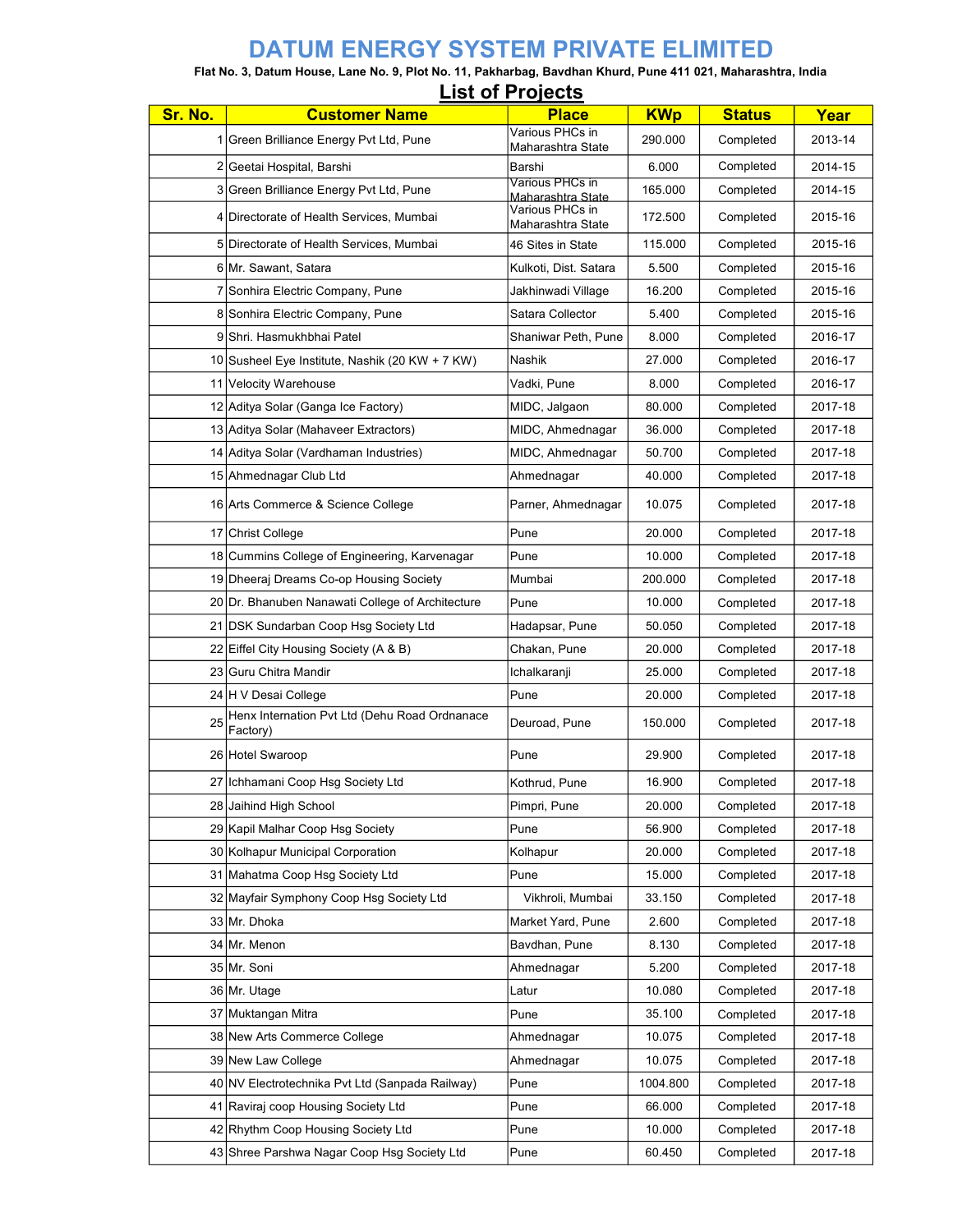# DATUM ENERGY SYSTEM PRIVATE ELIMITED

**Flat No. 3, Datum House, Lane No. 9, Plot No. 11, Pakharbag, Bavdhan Khurd, Pune 411 021, Maharashtra, India**

## List of Projects

| Sr. No. | Customer Name | Place | KWp | Status | Year |
|---|---|---|---|---|---|
| 1 | Green Brilliance Energy Pvt Ltd, Pune | Various PHCs in Maharashtra State | 290.000 | Completed | 2013-14 |
| 2 | Geetai Hospital, Barshi | Barshi | 6.000 | Completed | 2014-15 |
| 3 | Green Brilliance Energy Pvt Ltd, Pune | Various PHCs in Maharashtra State | 165.000 | Completed | 2014-15 |
| 4 | Directorate of Health Services, Mumbai | Various PHCs in Maharashtra State | 172.500 | Completed | 2015-16 |
| 5 | Directorate of Health Services, Mumbai | 46 Sites in State | 115.000 | Completed | 2015-16 |
| 6 | Mr. Sawant, Satara | Kulkoti, Dist. Satara | 5.500 | Completed | 2015-16 |
| 7 | Sonhira Electric Company, Pune | Jakhinwadi Village | 16.200 | Completed | 2015-16 |
| 8 | Sonhira Electric Company, Pune | Satara Collector | 5.400 | Completed | 2015-16 |
| 9 | Shri. Hasmukhbhai Patel | Shaniwar Peth, Pune | 8.000 | Completed | 2016-17 |
| 10 | Susheel Eye Institute, Nashik (20 KW + 7 KW) | Nashik | 27.000 | Completed | 2016-17 |
| 11 | Velocity Warehouse | Vadki, Pune | 8.000 | Completed | 2016-17 |
| 12 | Aditya Solar (Ganga Ice Factory) | MIDC, Jalgaon | 80.000 | Completed | 2017-18 |
| 13 | Aditya Solar (Mahaveer Extractors) | MIDC, Ahmednagar | 36.000 | Completed | 2017-18 |
| 14 | Aditya Solar (Vardhaman Industries) | MIDC, Ahmednagar | 50.700 | Completed | 2017-18 |
| 15 | Ahmednagar Club Ltd | Ahmednagar | 40.000 | Completed | 2017-18 |
| 16 | Arts Commerce & Science College | Parner, Ahmednagar | 10.075 | Completed | 2017-18 |
| 17 | Christ College | Pune | 20.000 | Completed | 2017-18 |
| 18 | Cummins College of Engineering, Karvenagar | Pune | 10.000 | Completed | 2017-18 |
| 19 | Dheeraj Dreams Co-op Housing Society | Mumbai | 200.000 | Completed | 2017-18 |
| 20 | Dr. Bhanuben Nanawati College of Architecture | Pune | 10.000 | Completed | 2017-18 |
| 21 | DSK Sundarban Coop Hsg Society Ltd | Hadapsar, Pune | 50.050 | Completed | 2017-18 |
| 22 | Eiffel City Housing Society (A & B) | Chakan, Pune | 20.000 | Completed | 2017-18 |
| 23 | Guru Chitra Mandir | Ichalkaranji | 25.000 | Completed | 2017-18 |
| 24 | H V Desai College | Pune | 20.000 | Completed | 2017-18 |
| 25 | Henx Internation Pvt Ltd (Dehu Road Ordnanace Factory) | Deuroad, Pune | 150.000 | Completed | 2017-18 |
| 26 | Hotel Swaroop | Pune | 29.900 | Completed | 2017-18 |
| 27 | Ichhamani Coop Hsg Society Ltd | Kothrud, Pune | 16.900 | Completed | 2017-18 |
| 28 | Jaihind High School | Pimpri, Pune | 20.000 | Completed | 2017-18 |
| 29 | Kapil Malhar Coop Hsg Society | Pune | 56.900 | Completed | 2017-18 |
| 30 | Kolhapur Municipal Corporation | Kolhapur | 20.000 | Completed | 2017-18 |
| 31 | Mahatma Coop Hsg Society Ltd | Pune | 15.000 | Completed | 2017-18 |
| 32 | Mayfair Symphony Coop Hsg Society Ltd | Vikhroli, Mumbai | 33.150 | Completed | 2017-18 |
| 33 | Mr. Dhoka | Market Yard, Pune | 2.600 | Completed | 2017-18 |
| 34 | Mr. Menon | Bavdhan, Pune | 8.130 | Completed | 2017-18 |
| 35 | Mr. Soni | Ahmednagar | 5.200 | Completed | 2017-18 |
| 36 | Mr. Utage | Latur | 10.080 | Completed | 2017-18 |
| 37 | Muktangan Mitra | Pune | 35.100 | Completed | 2017-18 |
| 38 | New Arts Commerce College | Ahmednagar | 10.075 | Completed | 2017-18 |
| 39 | New Law College | Ahmednagar | 10.075 | Completed | 2017-18 |
| 40 | NV Electrotechnika Pvt Ltd (Sanpada Railway) | Pune | 1004.800 | Completed | 2017-18 |
| 41 | Raviraj coop Housing Society Ltd | Pune | 66.000 | Completed | 2017-18 |
| 42 | Rhythm Coop Housing Society Ltd | Pune | 10.000 | Completed | 2017-18 |
| 43 | Shree Parshwa Nagar Coop Hsg Society Ltd | Pune | 60.450 | Completed | 2017-18 |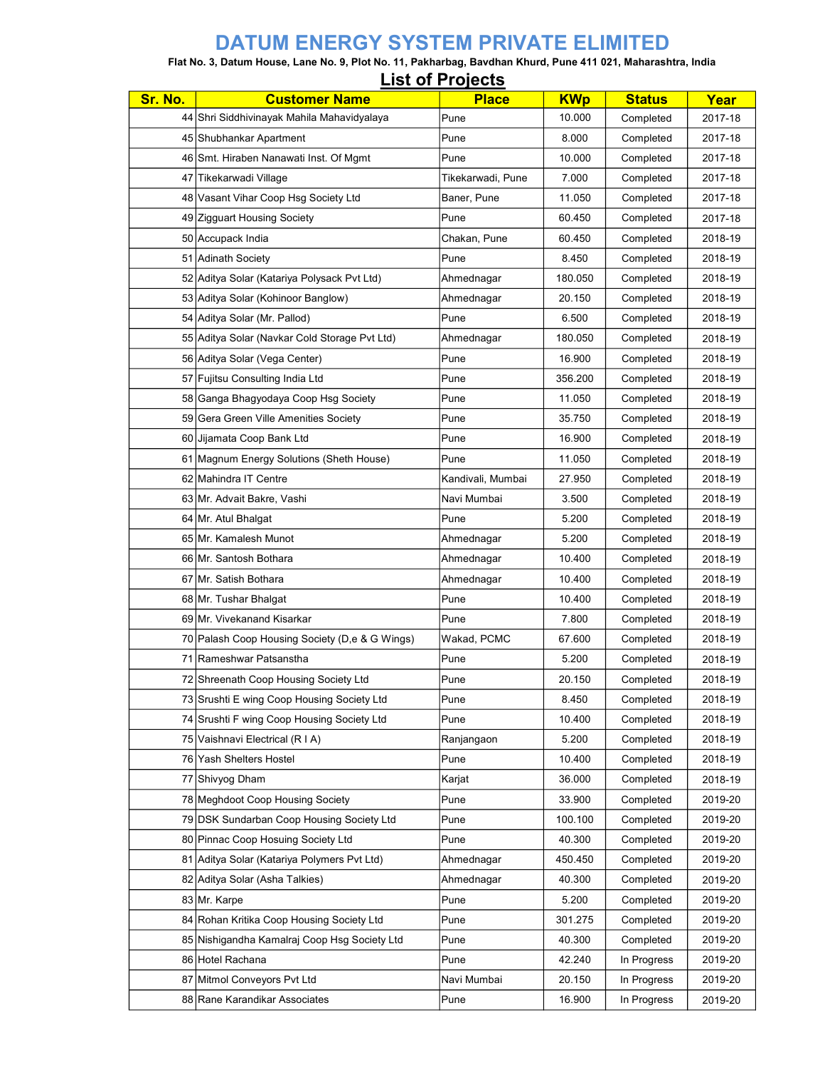# DATUM ENERGY SYSTEM PRIVATE ELIMITED

**Flat No. 3, Datum House, Lane No. 9, Plot No. 11, Pakharbag, Bavdhan Khurd, Pune 411 021, Maharashtra, India**

## List of Projects

| Sr. No. | Customer Name | Place | KWp | Status | Year |
|---|---|---|---|---|---|
| 44 | Shri Siddhivinayak Mahila Mahavidyalaya | Pune | 10.000 | Completed | 2017-18 |
| 45 | Shubhankar Apartment | Pune | 8.000 | Completed | 2017-18 |
| 46 | Smt. Hiraben Nanawati Inst. Of Mgmt | Pune | 10.000 | Completed | 2017-18 |
| 47 | Tikekarwadi Village | Tikekarwadi, Pune | 7.000 | Completed | 2017-18 |
| 48 | Vasant Vihar Coop Hsg Society Ltd | Baner, Pune | 11.050 | Completed | 2017-18 |
| 49 | Zigguart Housing Society | Pune | 60.450 | Completed | 2017-18 |
| 50 | Accupack India | Chakan, Pune | 60.450 | Completed | 2018-19 |
| 51 | Adinath Society | Pune | 8.450 | Completed | 2018-19 |
| 52 | Aditya Solar (Katariya Polysack Pvt Ltd) | Ahmednagar | 180.050 | Completed | 2018-19 |
| 53 | Aditya Solar (Kohinoor Banglow) | Ahmednagar | 20.150 | Completed | 2018-19 |
| 54 | Aditya Solar (Mr. Pallod) | Pune | 6.500 | Completed | 2018-19 |
| 55 | Aditya Solar (Navkar Cold Storage Pvt Ltd) | Ahmednagar | 180.050 | Completed | 2018-19 |
| 56 | Aditya Solar (Vega Center) | Pune | 16.900 | Completed | 2018-19 |
| 57 | Fujitsu Consulting India Ltd | Pune | 356.200 | Completed | 2018-19 |
| 58 | Ganga Bhagyodaya Coop Hsg Society | Pune | 11.050 | Completed | 2018-19 |
| 59 | Gera Green Ville Amenities Society | Pune | 35.750 | Completed | 2018-19 |
| 60 | Jijamata Coop Bank Ltd | Pune | 16.900 | Completed | 2018-19 |
| 61 | Magnum Energy Solutions (Sheth House) | Pune | 11.050 | Completed | 2018-19 |
| 62 | Mahindra IT Centre | Kandivali, Mumbai | 27.950 | Completed | 2018-19 |
| 63 | Mr. Advait Bakre, Vashi | Navi Mumbai | 3.500 | Completed | 2018-19 |
| 64 | Mr. Atul Bhalgat | Pune | 5.200 | Completed | 2018-19 |
| 65 | Mr. Kamalesh Munot | Ahmednagar | 5.200 | Completed | 2018-19 |
| 66 | Mr. Santosh Bothara | Ahmednagar | 10.400 | Completed | 2018-19 |
| 67 | Mr. Satish Bothara | Ahmednagar | 10.400 | Completed | 2018-19 |
| 68 | Mr. Tushar Bhalgat | Pune | 10.400 | Completed | 2018-19 |
| 69 | Mr. Vivekanand Kisarkar | Pune | 7.800 | Completed | 2018-19 |
| 70 | Palash Coop Housing Society (D,e & G Wings) | Wakad, PCMC | 67.600 | Completed | 2018-19 |
| 71 | Rameshwar Patsanstha | Pune | 5.200 | Completed | 2018-19 |
| 72 | Shreenath Coop Housing Society Ltd | Pune | 20.150 | Completed | 2018-19 |
| 73 | Srushti E wing Coop Housing Society Ltd | Pune | 8.450 | Completed | 2018-19 |
| 74 | Srushti F wing Coop Housing Society Ltd | Pune | 10.400 | Completed | 2018-19 |
| 75 | Vaishnavi Electrical (R I A) | Ranjangaon | 5.200 | Completed | 2018-19 |
| 76 | Yash Shelters Hostel | Pune | 10.400 | Completed | 2018-19 |
| 77 | Shivyog Dham | Karjat | 36.000 | Completed | 2018-19 |
| 78 | Meghdoot Coop Housing Society | Pune | 33.900 | Completed | 2019-20 |
| 79 | DSK Sundarban Coop Housing Society Ltd | Pune | 100.100 | Completed | 2019-20 |
| 80 | Pinnac Coop Hosuing Society Ltd | Pune | 40.300 | Completed | 2019-20 |
| 81 | Aditya Solar (Katariya Polymers Pvt Ltd) | Ahmednagar | 450.450 | Completed | 2019-20 |
| 82 | Aditya Solar (Asha Talkies) | Ahmednagar | 40.300 | Completed | 2019-20 |
| 83 | Mr. Karpe | Pune | 5.200 | Completed | 2019-20 |
| 84 | Rohan Kritika Coop Housing Society Ltd | Pune | 301.275 | Completed | 2019-20 |
| 85 | Nishigandha Kamalraj Coop Hsg Society Ltd | Pune | 40.300 | Completed | 2019-20 |
| 86 | Hotel Rachana | Pune | 42.240 | In Progress | 2019-20 |
| 87 | Mitmol Conveyors Pvt Ltd | Navi Mumbai | 20.150 | In Progress | 2019-20 |
| 88 | Rane Karandikar Associates | Pune | 16.900 | In Progress | 2019-20 |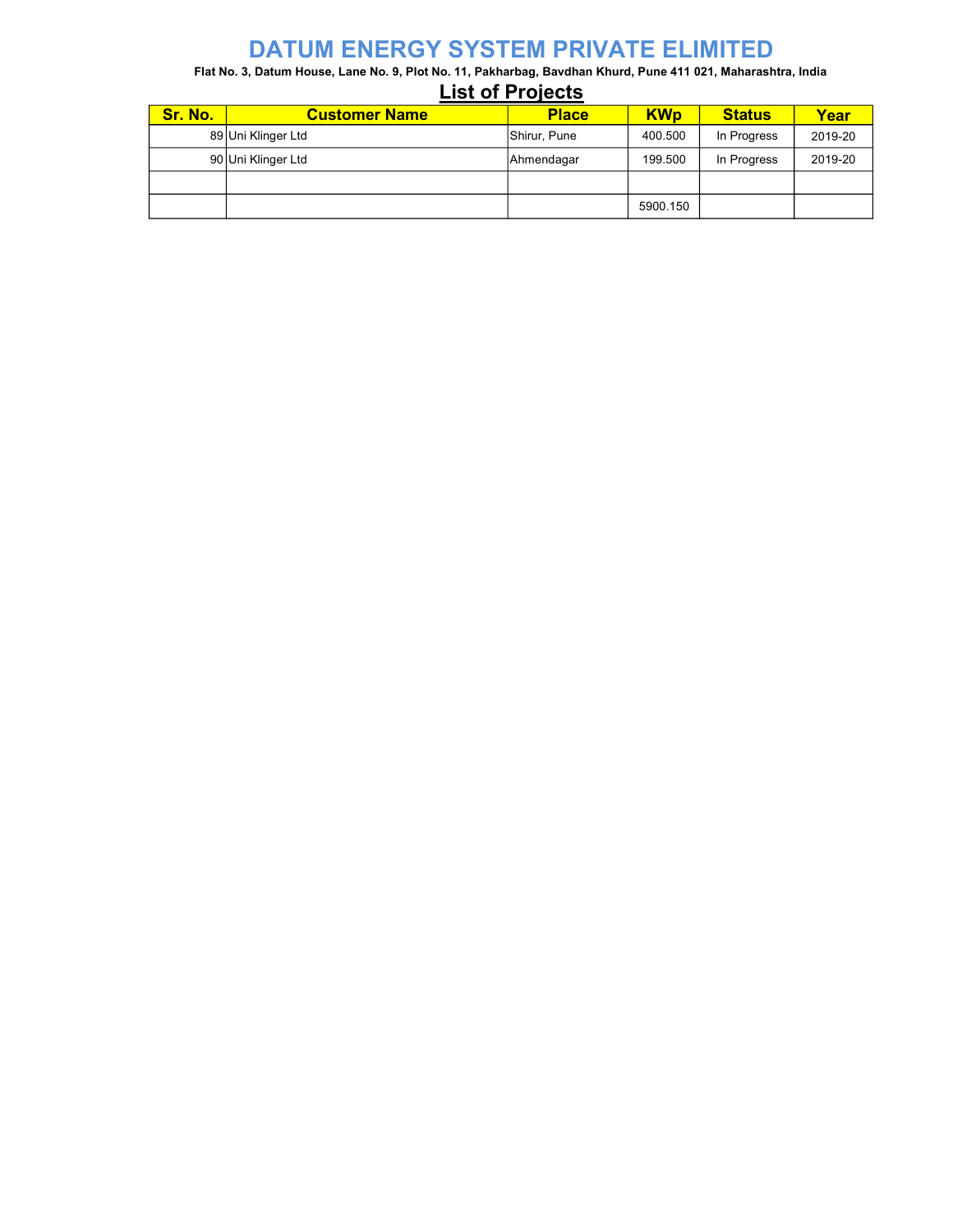# DATUM ENERGY SYSTEM PRIVATE ELIMITED

**Flat No. 3, Datum House, Lane No. 9, Plot No. 11, Pakharbag, Bavdhan Khurd, Pune 411 021, Maharashtra, India**

## List of Projects

| Sr. No. | Customer Name | Place | KWp | Status | Year |
|---|---|---|---|---|---|
| 89 | Uni Klinger Ltd | Shirur, Pune | 400.500 | In Progress | 2019-20 |
| 90 | Uni Klinger Ltd | Ahmendagar | 199.500 | In Progress | 2019-20 |
| | | | | | |
| | | | 5900.150 | | |